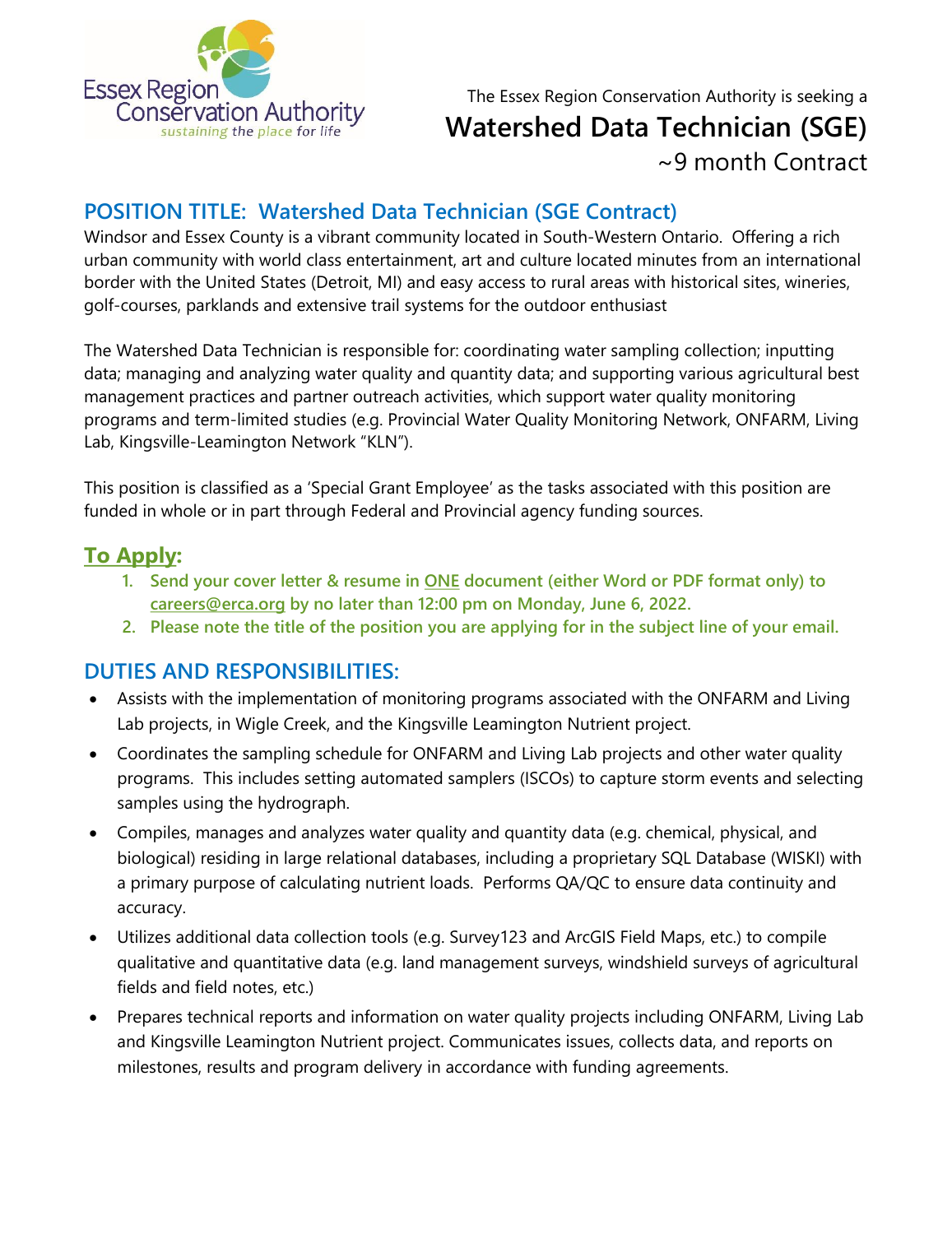Essex Region Conservation Authority
*sustaining the place for life*

The Essex Region Conservation Authority is seeking a

# Watershed Data Technician (SGE)

~9 month Contract

## POSITION TITLE: Watershed Data Technician (SGE Contract)

Windsor and Essex County is a vibrant community located in South-Western Ontario. Offering a rich urban community with world class entertainment, art and culture located minutes from an international border with the United States (Detroit, MI) and easy access to rural areas with historical sites, wineries, golf-courses, parklands and extensive trail systems for the outdoor enthusiast

The Watershed Data Technician is responsible for: coordinating water sampling collection; inputting data; managing and analyzing water quality and quantity data; and supporting various agricultural best management practices and partner outreach activities, which support water quality monitoring programs and term-limited studies (e.g. Provincial Water Quality Monitoring Network, ONFARM, Living Lab, Kingsville-Leamington Network "KLN").

This position is classified as a 'Special Grant Employee' as the tasks associated with this position are funded in whole or in part through Federal and Provincial agency funding sources.

## To Apply:

1. **Send your cover letter & resume in ONE document (either Word or PDF format only) to careers@erca.org by no later than 12:00 pm on Monday, June 6, 2022.**
2. **Please note the title of the position you are applying for in the subject line of your email.**

## DUTIES AND RESPONSIBILITIES:

- Assists with the implementation of monitoring programs associated with the ONFARM and Living Lab projects, in Wigle Creek, and the Kingsville Leamington Nutrient project.
- Coordinates the sampling schedule for ONFARM and Living Lab projects and other water quality programs. This includes setting automated samplers (ISCOs) to capture storm events and selecting samples using the hydrograph.
- Compiles, manages and analyzes water quality and quantity data (e.g. chemical, physical, and biological) residing in large relational databases, including a proprietary SQL Database (WISKI) with a primary purpose of calculating nutrient loads. Performs QA/QC to ensure data continuity and accuracy.
- Utilizes additional data collection tools (e.g. Survey123 and ArcGIS Field Maps, etc.) to compile qualitative and quantitative data (e.g. land management surveys, windshield surveys of agricultural fields and field notes, etc.)
- Prepares technical reports and information on water quality projects including ONFARM, Living Lab and Kingsville Leamington Nutrient project. Communicates issues, collects data, and reports on milestones, results and program delivery in accordance with funding agreements.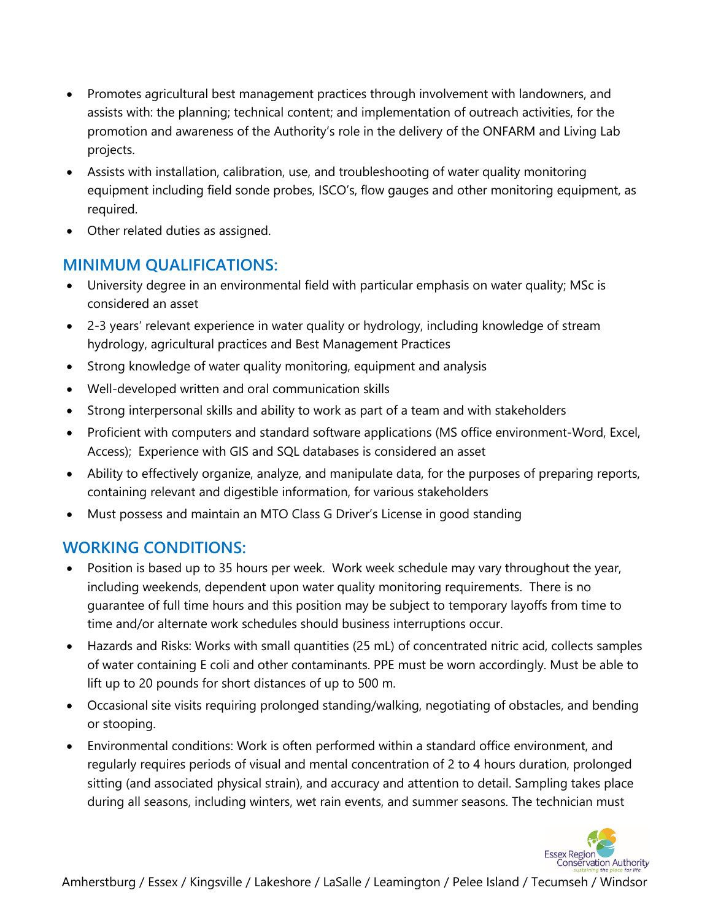- Promotes agricultural best management practices through involvement with landowners, and assists with: the planning; technical content; and implementation of outreach activities, for the promotion and awareness of the Authority's role in the delivery of the ONFARM and Living Lab projects.
- Assists with installation, calibration, use, and troubleshooting of water quality monitoring equipment including field sonde probes, ISCO's, flow gauges and other monitoring equipment, as required.
- Other related duties as assigned.

## MINIMUM QUALIFICATIONS:

- University degree in an environmental field with particular emphasis on water quality; MSc is considered an asset
- 2-3 years' relevant experience in water quality or hydrology, including knowledge of stream hydrology, agricultural practices and Best Management Practices
- Strong knowledge of water quality monitoring, equipment and analysis
- Well-developed written and oral communication skills
- Strong interpersonal skills and ability to work as part of a team and with stakeholders
- Proficient with computers and standard software applications (MS office environment-Word, Excel, Access); Experience with GIS and SQL databases is considered an asset
- Ability to effectively organize, analyze, and manipulate data, for the purposes of preparing reports, containing relevant and digestible information, for various stakeholders
- Must possess and maintain an MTO Class G Driver's License in good standing

## WORKING CONDITIONS:

- Position is based up to 35 hours per week. Work week schedule may vary throughout the year, including weekends, dependent upon water quality monitoring requirements. There is no guarantee of full time hours and this position may be subject to temporary layoffs from time to time and/or alternate work schedules should business interruptions occur.
- Hazards and Risks: Works with small quantities (25 mL) of concentrated nitric acid, collects samples of water containing E coli and other contaminants. PPE must be worn accordingly. Must be able to lift up to 20 pounds for short distances of up to 500 m.
- Occasional site visits requiring prolonged standing/walking, negotiating of obstacles, and bending or stooping.
- Environmental conditions: Work is often performed within a standard office environment, and regularly requires periods of visual and mental concentration of 2 to 4 hours duration, prolonged sitting (and associated physical strain), and accuracy and attention to detail. Sampling takes place during all seasons, including winters, wet rain events, and summer seasons. The technician must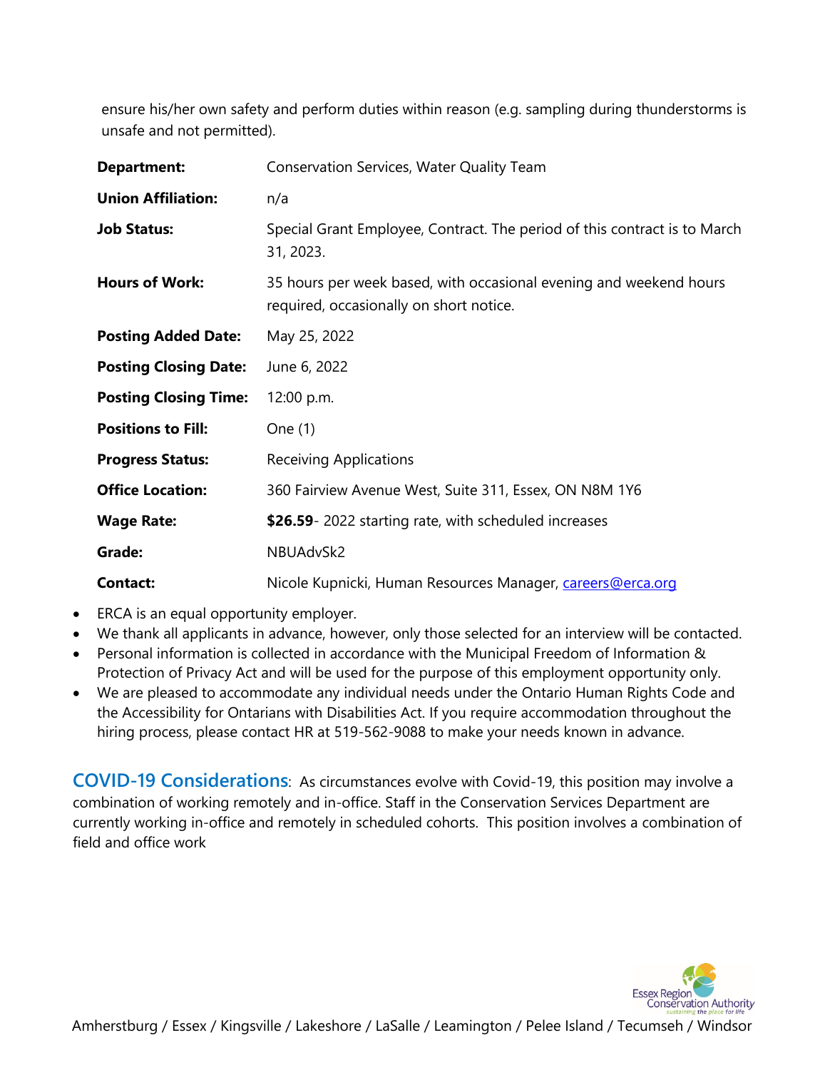ensure his/her own safety and perform duties within reason (e.g. sampling during thunderstorms is unsafe and not permitted).

| | |
|---|---|
| **Department:** | Conservation Services, Water Quality Team |
| **Union Affiliation:** | n/a |
| **Job Status:** | Special Grant Employee, Contract. The period of this contract is to March 31, 2023. |
| **Hours of Work:** | 35 hours per week based, with occasional evening and weekend hours required, occasionally on short notice. |
| **Posting Added Date:** | May 25, 2022 |
| **Posting Closing Date:** | June 6, 2022 |
| **Posting Closing Time:** | 12:00 p.m. |
| **Positions to Fill:** | One (1) |
| **Progress Status:** | Receiving Applications |
| **Office Location:** | 360 Fairview Avenue West, Suite 311, Essex, ON N8M 1Y6 |
| **Wage Rate:** | **$26.59**- 2022 starting rate, with scheduled increases |
| **Grade:** | NBUAdvSk2 |
| **Contact:** | Nicole Kupnicki, Human Resources Manager, careers@erca.org |

- ERCA is an equal opportunity employer.
- We thank all applicants in advance, however, only those selected for an interview will be contacted.
- Personal information is collected in accordance with the Municipal Freedom of Information & Protection of Privacy Act and will be used for the purpose of this employment opportunity only.
- We are pleased to accommodate any individual needs under the Ontario Human Rights Code and the Accessibility for Ontarians with Disabilities Act. If you require accommodation throughout the hiring process, please contact HR at 519-562-9088 to make your needs known in advance.

**COVID-19 Considerations**: As circumstances evolve with Covid-19, this position may involve a combination of working remotely and in-office. Staff in the Conservation Services Department are currently working in-office and remotely in scheduled cohorts. This position involves a combination of field and office work